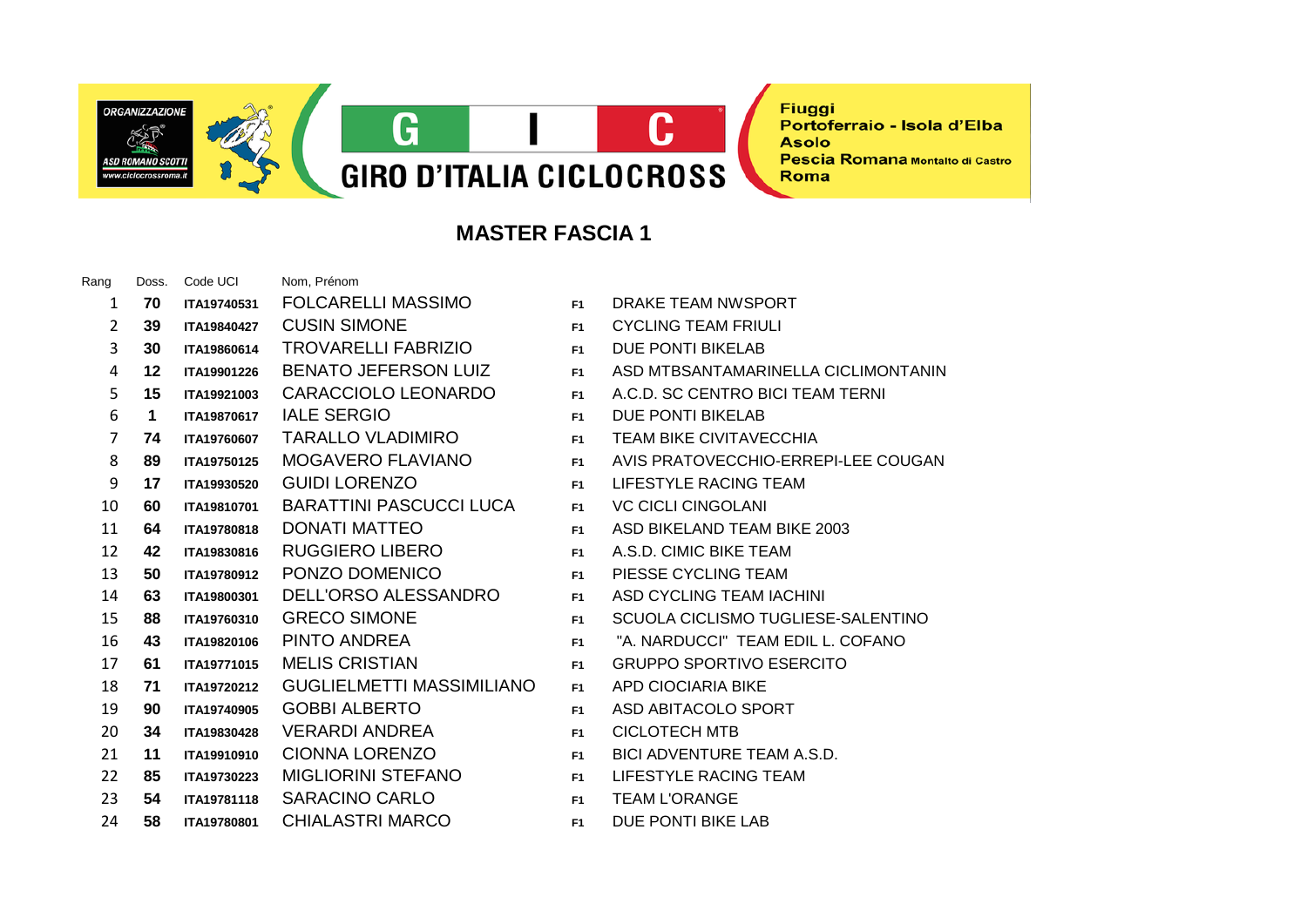ORGANIZZAZIONE
ASD ROMANO SCOTTI
www.ciclocrossroma.it

# GIRO D'ITALIA CICLOCROSS

Fiuggi
Portoferraio - Isola d'Elba
Asolo
Pescia Romana Montalto di Castro
Roma

## MASTER FASCIA 1

| Rang | Doss. | Code UCI | Nom, Prénom | | |
|---|---|---|---|---|---|
| 1 | **70** | **ITA19740531** | FOLCARELLI MASSIMO | **F1** | DRAKE TEAM NWSPORT |
| 2 | **39** | **ITA19840427** | CUSIN SIMONE | **F1** | CYCLING TEAM FRIULI |
| 3 | **30** | **ITA19860614** | TROVARELLI FABRIZIO | **F1** | DUE PONTI BIKELAB |
| 4 | **12** | **ITA19901226** | BENATO JEFERSON LUIZ | **F1** | ASD MTBSANTAMARINELLA CICLIMONTANIN |
| 5 | **15** | **ITA19921003** | CARACCIOLO LEONARDO | **F1** | A.C.D. SC CENTRO BICI TEAM TERNI |
| 6 | **1** | **ITA19870617** | IALE SERGIO | **F1** | DUE PONTI BIKELAB |
| 7 | **74** | **ITA19760607** | TARALLO VLADIMIRO | **F1** | TEAM BIKE CIVITAVECCHIA |
| 8 | **89** | **ITA19750125** | MOGAVERO FLAVIANO | **F1** | AVIS PRATOVECCHIO-ERREPI-LEE COUGAN |
| 9 | **17** | **ITA19930520** | GUIDI LORENZO | **F1** | LIFESTYLE RACING TEAM |
| 10 | **60** | **ITA19810701** | BARATTINI PASCUCCI LUCA | **F1** | VC CICLI CINGOLANI |
| 11 | **64** | **ITA19780818** | DONATI MATTEO | **F1** | ASD BIKELAND TEAM BIKE 2003 |
| 12 | **42** | **ITA19830816** | RUGGIERO LIBERO | **F1** | A.S.D. CIMIC BIKE TEAM |
| 13 | **50** | **ITA19780912** | PONZO DOMENICO | **F1** | PIESSE CYCLING TEAM |
| 14 | **63** | **ITA19800301** | DELL'ORSO ALESSANDRO | **F1** | ASD CYCLING TEAM IACHINI |
| 15 | **88** | **ITA19760310** | GRECO SIMONE | **F1** | SCUOLA CICLISMO TUGLIESE-SALENTINO |
| 16 | **43** | **ITA19820106** | PINTO ANDREA | **F1** | "A. NARDUCCI" TEAM EDIL L. COFANO |
| 17 | **61** | **ITA19771015** | MELIS CRISTIAN | **F1** | GRUPPO SPORTIVO ESERCITO |
| 18 | **71** | **ITA19720212** | GUGLIELMETTI MASSIMILIANO | **F1** | APD CIOCIARIA BIKE |
| 19 | **90** | **ITA19740905** | GOBBI ALBERTO | **F1** | ASD ABITACOLO SPORT |
| 20 | **34** | **ITA19830428** | VERARDI ANDREA | **F1** | CICLOTECH MTB |
| 21 | **11** | **ITA19910910** | CIONNA LORENZO | **F1** | BICI ADVENTURE TEAM A.S.D. |
| 22 | **85** | **ITA19730223** | MIGLIORINI STEFANO | **F1** | LIFESTYLE RACING TEAM |
| 23 | **54** | **ITA19781118** | SARACINO CARLO | **F1** | TEAM L'ORANGE |
| 24 | **58** | **ITA19780801** | CHIALASTRI MARCO | **F1** | DUE PONTI BIKE LAB |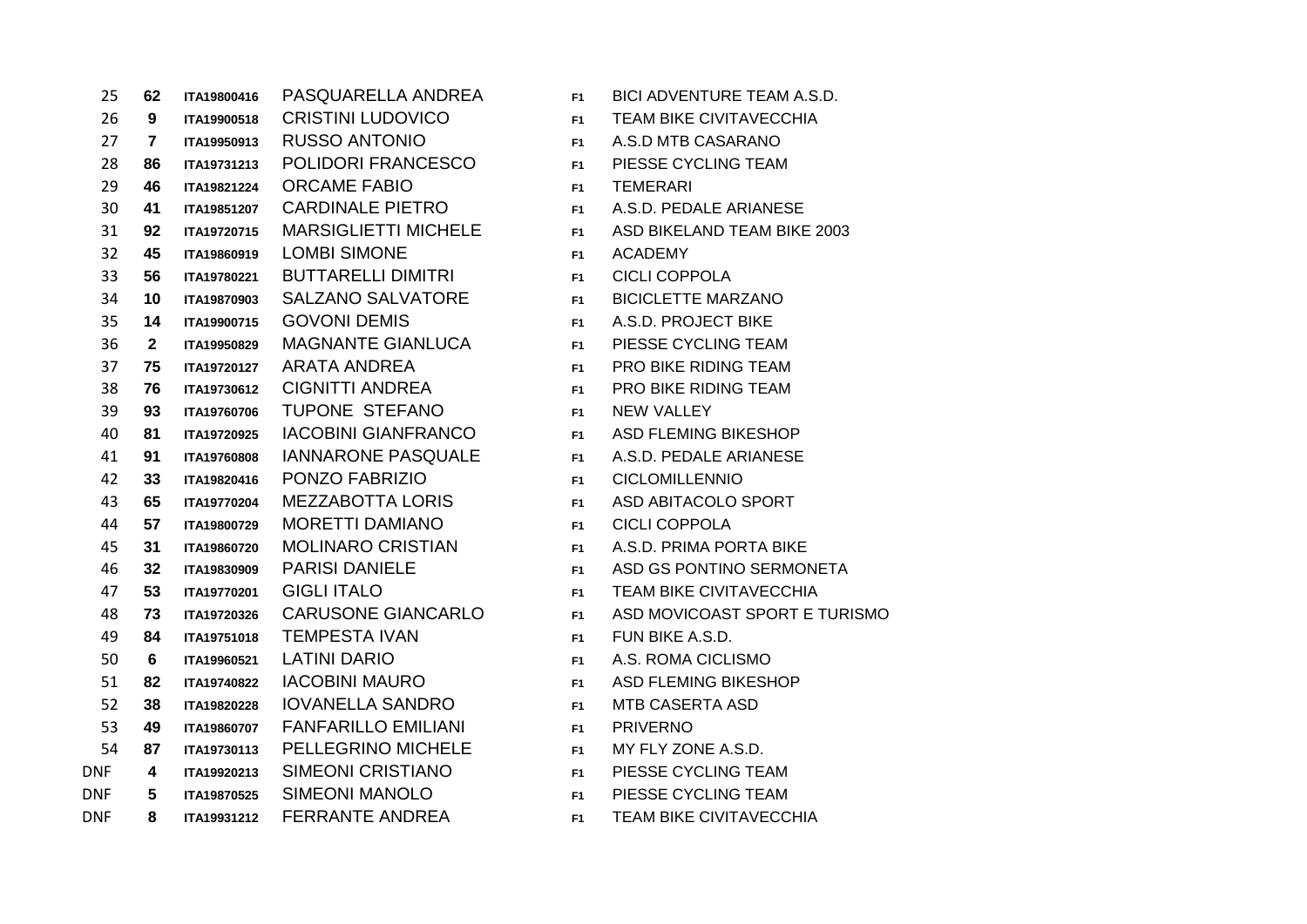| | | | | | |
|---|---|---|---|---|---|
| 25 | **62** | **ITA19800416** | PASQUARELLA ANDREA | **F1** | BICI ADVENTURE TEAM A.S.D. |
| 26 | **9** | **ITA19900518** | CRISTINI LUDOVICO | **F1** | TEAM BIKE CIVITAVECCHIA |
| 27 | **7** | **ITA19950913** | RUSSO ANTONIO | **F1** | A.S.D MTB CASARANO |
| 28 | **86** | **ITA19731213** | POLIDORI FRANCESCO | **F1** | PIESSE CYCLING TEAM |
| 29 | **46** | **ITA19821224** | ORCAME FABIO | **F1** | TEMERARI |
| 30 | **41** | **ITA19851207** | CARDINALE PIETRO | **F1** | A.S.D. PEDALE ARIANESE |
| 31 | **92** | **ITA19720715** | MARSIGLIETTI MICHELE | **F1** | ASD BIKELAND TEAM BIKE 2003 |
| 32 | **45** | **ITA19860919** | LOMBI SIMONE | **F1** | ACADEMY |
| 33 | **56** | **ITA19780221** | BUTTARELLI DIMITRI | **F1** | CICLI COPPOLA |
| 34 | **10** | **ITA19870903** | SALZANO SALVATORE | **F1** | BICICLETTE MARZANO |
| 35 | **14** | **ITA19900715** | GOVONI DEMIS | **F1** | A.S.D. PROJECT BIKE |
| 36 | **2** | **ITA19950829** | MAGNANTE GIANLUCA | **F1** | PIESSE CYCLING TEAM |
| 37 | **75** | **ITA19720127** | ARATA ANDREA | **F1** | PRO BIKE RIDING TEAM |
| 38 | **76** | **ITA19730612** | CIGNITTI ANDREA | **F1** | PRO BIKE RIDING TEAM |
| 39 | **93** | **ITA19760706** | TUPONE STEFANO | **F1** | NEW VALLEY |
| 40 | **81** | **ITA19720925** | IACOBINI GIANFRANCO | **F1** | ASD FLEMING BIKESHOP |
| 41 | **91** | **ITA19760808** | IANNARONE PASQUALE | **F1** | A.S.D. PEDALE ARIANESE |
| 42 | **33** | **ITA19820416** | PONZO FABRIZIO | **F1** | CICLOMILLENNIO |
| 43 | **65** | **ITA19770204** | MEZZABOTTA LORIS | **F1** | ASD ABITACOLO SPORT |
| 44 | **57** | **ITA19800729** | MORETTI DAMIANO | **F1** | CICLI COPPOLA |
| 45 | **31** | **ITA19860720** | MOLINARO CRISTIAN | **F1** | A.S.D. PRIMA PORTA BIKE |
| 46 | **32** | **ITA19830909** | PARISI DANIELE | **F1** | ASD GS PONTINO SERMONETA |
| 47 | **53** | **ITA19770201** | GIGLI ITALO | **F1** | TEAM BIKE CIVITAVECCHIA |
| 48 | **73** | **ITA19720326** | CARUSONE GIANCARLO | **F1** | ASD MOVICOAST SPORT E TURISMO |
| 49 | **84** | **ITA19751018** | TEMPESTA IVAN | **F1** | FUN BIKE A.S.D. |
| 50 | **6** | **ITA19960521** | LATINI DARIO | **F1** | A.S. ROMA CICLISMO |
| 51 | **82** | **ITA19740822** | IACOBINI MAURO | **F1** | ASD FLEMING BIKESHOP |
| 52 | **38** | **ITA19820228** | IOVANELLA SANDRO | **F1** | MTB CASERTA ASD |
| 53 | **49** | **ITA19860707** | FANFARILLO EMILIANI | **F1** | PRIVERNO |
| 54 | **87** | **ITA19730113** | PELLEGRINO MICHELE | **F1** | MY FLY ZONE A.S.D. |
| DNF | **4** | **ITA19920213** | SIMEONI CRISTIANO | **F1** | PIESSE CYCLING TEAM |
| DNF | **5** | **ITA19870525** | SIMEONI MANOLO | **F1** | PIESSE CYCLING TEAM |
| DNF | **8** | **ITA19931212** | FERRANTE ANDREA | **F1** | TEAM BIKE CIVITAVECCHIA |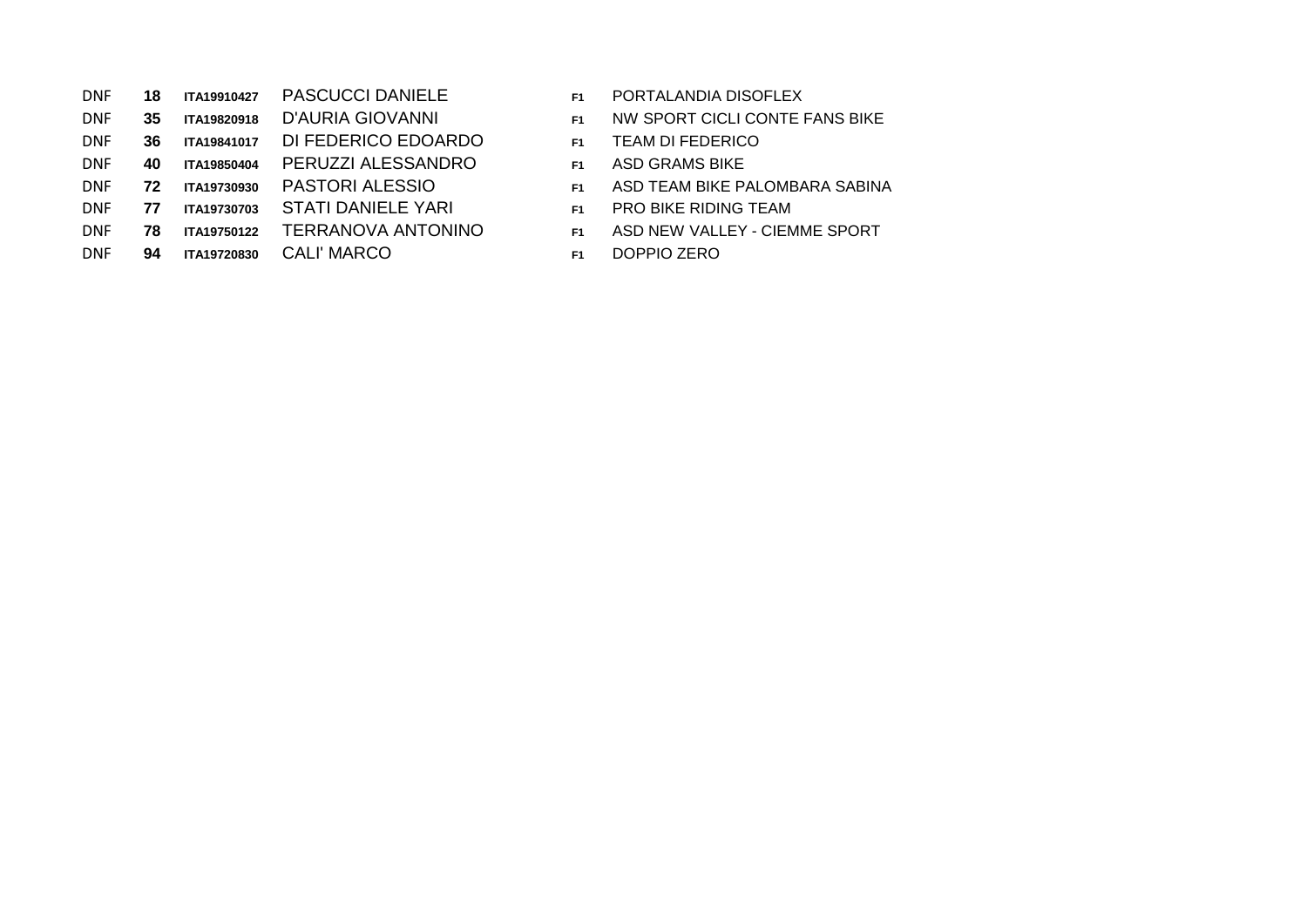| | | | | | |
|---|---|---|---|---|---|
| DNF | **18** | **ITA19910427** | PASCUCCI DANIELE | **F1** | PORTALANDIA DISOFLEX |
| DNF | **35** | **ITA19820918** | D'AURIA GIOVANNI | **F1** | NW SPORT CICLI CONTE FANS BIKE |
| DNF | **36** | **ITA19841017** | DI FEDERICO EDOARDO | **F1** | TEAM DI FEDERICO |
| DNF | **40** | **ITA19850404** | PERUZZI ALESSANDRO | **F1** | ASD GRAMS BIKE |
| DNF | **72** | **ITA19730930** | PASTORI ALESSIO | **F1** | ASD TEAM BIKE PALOMBARA SABINA |
| DNF | **77** | **ITA19730703** | STATI DANIELE YARI | **F1** | PRO BIKE RIDING TEAM |
| DNF | **78** | **ITA19750122** | TERRANOVA ANTONINO | **F1** | ASD NEW VALLEY - CIEMME SPORT |
| DNF | **94** | **ITA19720830** | CALI' MARCO | **F1** | DOPPIO ZERO |